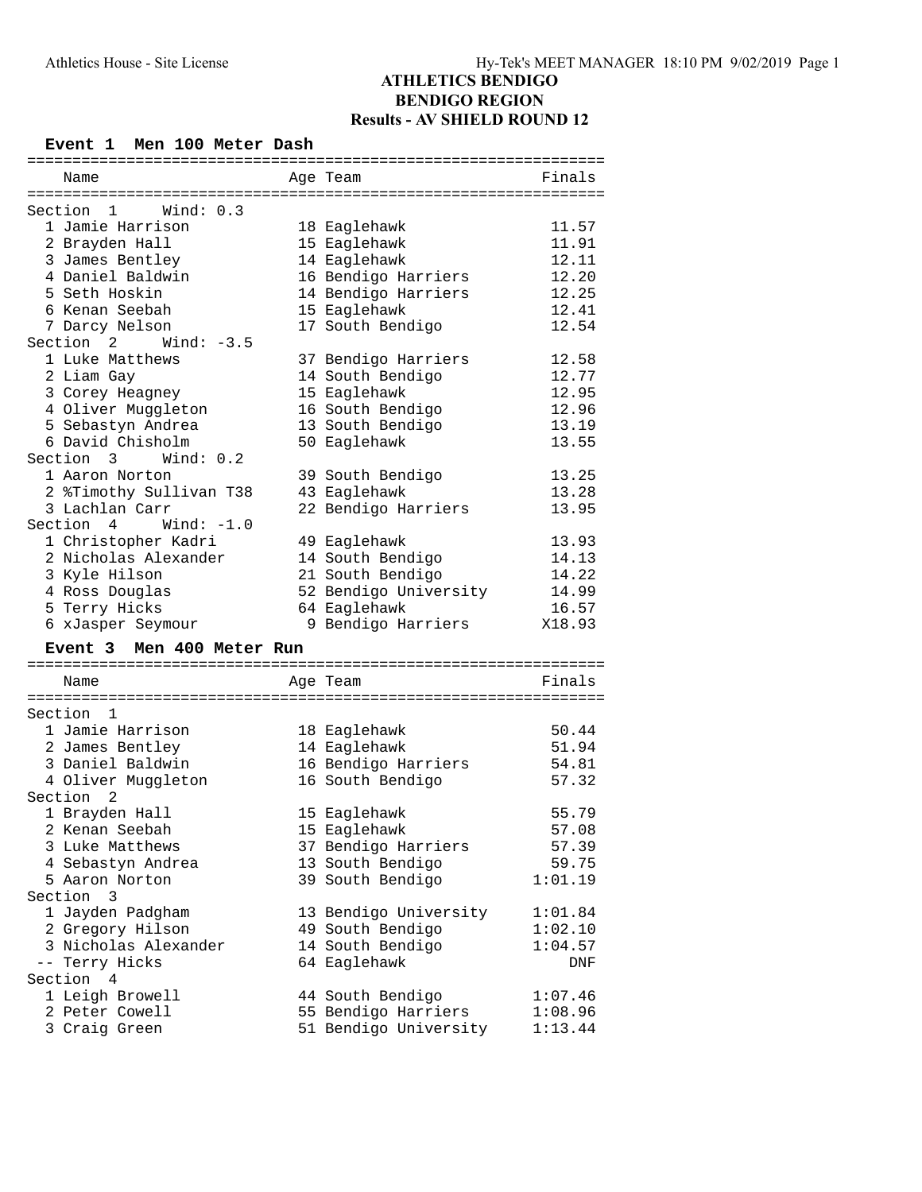# ATHLETICS BENDIGO
## BENDIGO REGION
## Results - AV SHIELD ROUND 12

### Event 1 Men 100 Meter Dash

| Place | Name | Age | Team | Finals |
|---|---|---|---|---|
| **Section 1 Wind: 0.3** | | | | |
| 1 | Jamie Harrison | 18 | Eaglehawk | 11.57 |
| 2 | Brayden Hall | 15 | Eaglehawk | 11.91 |
| 3 | James Bentley | 14 | Eaglehawk | 12.11 |
| 4 | Daniel Baldwin | 16 | Bendigo Harriers | 12.20 |
| 5 | Seth Hoskin | 14 | Bendigo Harriers | 12.25 |
| 6 | Kenan Seebah | 15 | Eaglehawk | 12.41 |
| 7 | Darcy Nelson | 17 | South Bendigo | 12.54 |
| **Section 2 Wind: -3.5** | | | | |
| 1 | Luke Matthews | 37 | Bendigo Harriers | 12.58 |
| 2 | Liam Gay | 14 | South Bendigo | 12.77 |
| 3 | Corey Heagney | 15 | Eaglehawk | 12.95 |
| 4 | Oliver Muggleton | 16 | South Bendigo | 12.96 |
| 5 | Sebastyn Andrea | 13 | South Bendigo | 13.19 |
| 6 | David Chisholm | 50 | Eaglehawk | 13.55 |
| **Section 3 Wind: 0.2** | | | | |
| 1 | Aaron Norton | 39 | South Bendigo | 13.25 |
| 2 | %Timothy Sullivan T38 | 43 | Eaglehawk | 13.28 |
| 3 | Lachlan Carr | 22 | Bendigo Harriers | 13.95 |
| **Section 4 Wind: -1.0** | | | | |
| 1 | Christopher Kadri | 49 | Eaglehawk | 13.93 |
| 2 | Nicholas Alexander | 14 | South Bendigo | 14.13 |
| 3 | Kyle Hilson | 21 | South Bendigo | 14.22 |
| 4 | Ross Douglas | 52 | Bendigo University | 14.99 |
| 5 | Terry Hicks | 64 | Eaglehawk | 16.57 |
| 6 | xJasper Seymour | 9 | Bendigo Harriers | X18.93 |

### Event 3 Men 400 Meter Run

| Place | Name | Age | Team | Finals |
|---|---|---|---|---|
| **Section 1** | | | | |
| 1 | Jamie Harrison | 18 | Eaglehawk | 50.44 |
| 2 | James Bentley | 14 | Eaglehawk | 51.94 |
| 3 | Daniel Baldwin | 16 | Bendigo Harriers | 54.81 |
| 4 | Oliver Muggleton | 16 | South Bendigo | 57.32 |
| **Section 2** | | | | |
| 1 | Brayden Hall | 15 | Eaglehawk | 55.79 |
| 2 | Kenan Seebah | 15 | Eaglehawk | 57.08 |
| 3 | Luke Matthews | 37 | Bendigo Harriers | 57.39 |
| 4 | Sebastyn Andrea | 13 | South Bendigo | 59.75 |
| 5 | Aaron Norton | 39 | South Bendigo | 1:01.19 |
| **Section 3** | | | | |
| 1 | Jayden Padgham | 13 | Bendigo University | 1:01.84 |
| 2 | Gregory Hilson | 49 | South Bendigo | 1:02.10 |
| 3 | Nicholas Alexander | 14 | South Bendigo | 1:04.57 |
| -- | Terry Hicks | 64 | Eaglehawk | DNF |
| **Section 4** | | | | |
| 1 | Leigh Browell | 44 | South Bendigo | 1:07.46 |
| 2 | Peter Cowell | 55 | Bendigo Harriers | 1:08.96 |
| 3 | Craig Green | 51 | Bendigo University | 1:13.44 |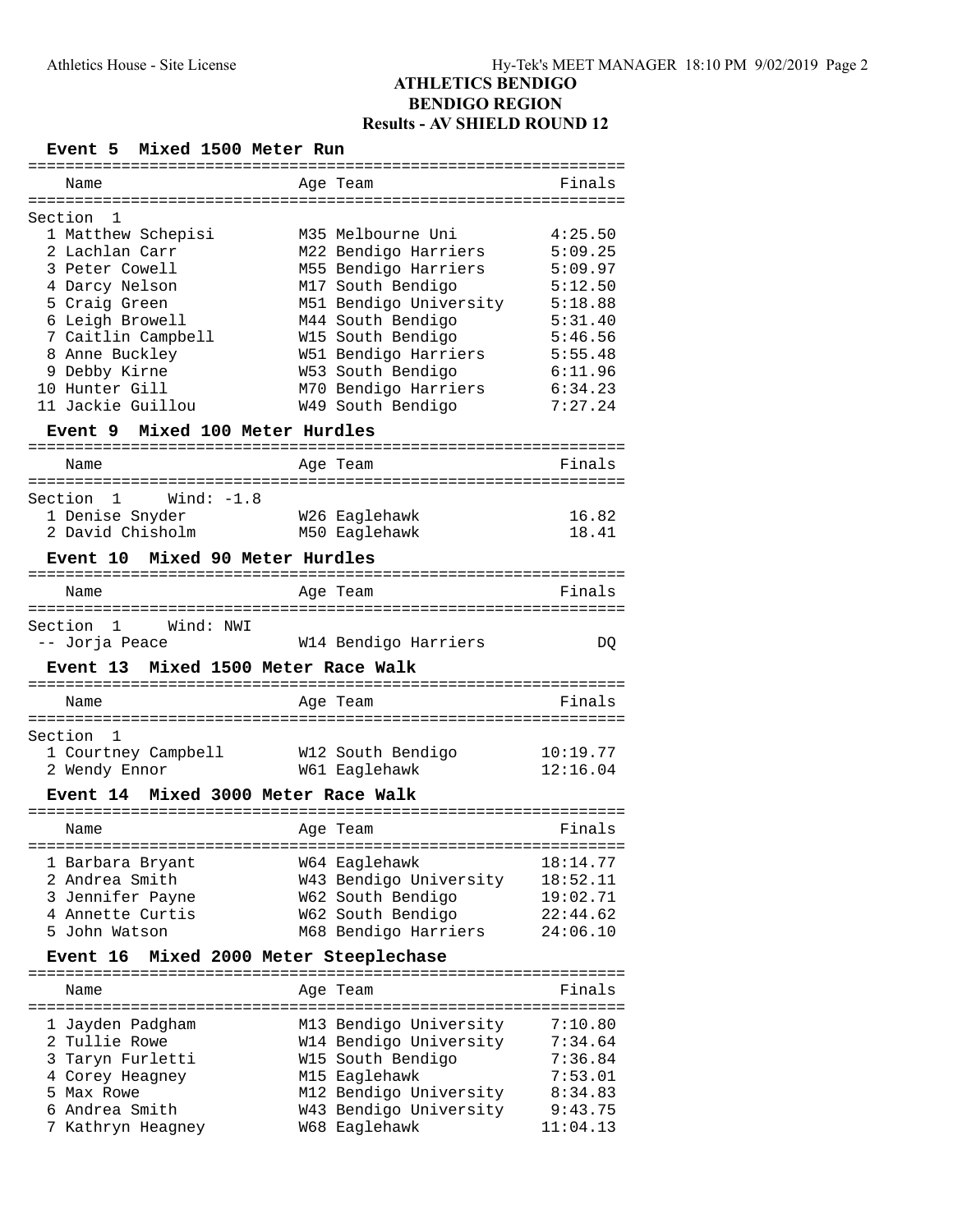# ATHLETICS BENDIGO
## BENDIGO REGION
### Results - AV SHIELD ROUND 12

**Event 5 Mixed 1500 Meter Run**

Section 1

| Place | Name | Age | Team | Finals |
|---|---|---|---|---|
| 1 | Matthew Schepisi | M35 | Melbourne Uni | 4:25.50 |
| 2 | Lachlan Carr | M22 | Bendigo Harriers | 5:09.25 |
| 3 | Peter Cowell | M55 | Bendigo Harriers | 5:09.97 |
| 4 | Darcy Nelson | M17 | South Bendigo | 5:12.50 |
| 5 | Craig Green | M51 | Bendigo University | 5:18.88 |
| 6 | Leigh Browell | M44 | South Bendigo | 5:31.40 |
| 7 | Caitlin Campbell | W15 | South Bendigo | 5:46.56 |
| 8 | Anne Buckley | W51 | Bendigo Harriers | 5:55.48 |
| 9 | Debby Kirne | W53 | South Bendigo | 6:11.96 |
| 10 | Hunter Gill | M70 | Bendigo Harriers | 6:34.23 |
| 11 | Jackie Guillou | W49 | South Bendigo | 7:27.24 |

**Event 9 Mixed 100 Meter Hurdles**

Section 1 Wind: -1.8

| Place | Name | Age | Team | Finals |
|---|---|---|---|---|
| 1 | Denise Snyder | W26 | Eaglehawk | 16.82 |
| 2 | David Chisholm | M50 | Eaglehawk | 18.41 |

**Event 10 Mixed 90 Meter Hurdles**

Section 1 Wind: NWI

| Place | Name | Age | Team | Finals |
|---|---|---|---|---|
| -- | Jorja Peace | W14 | Bendigo Harriers | DQ |

**Event 13 Mixed 1500 Meter Race Walk**

Section 1

| Place | Name | Age | Team | Finals |
|---|---|---|---|---|
| 1 | Courtney Campbell | W12 | South Bendigo | 10:19.77 |
| 2 | Wendy Ennor | W61 | Eaglehawk | 12:16.04 |

**Event 14 Mixed 3000 Meter Race Walk**

| Place | Name | Age | Team | Finals |
|---|---|---|---|---|
| 1 | Barbara Bryant | W64 | Eaglehawk | 18:14.77 |
| 2 | Andrea Smith | W43 | Bendigo University | 18:52.11 |
| 3 | Jennifer Payne | W62 | South Bendigo | 19:02.71 |
| 4 | Annette Curtis | W62 | South Bendigo | 22:44.62 |
| 5 | John Watson | M68 | Bendigo Harriers | 24:06.10 |

**Event 16 Mixed 2000 Meter Steeplechase**

| Place | Name | Age | Team | Finals |
|---|---|---|---|---|
| 1 | Jayden Padgham | M13 | Bendigo University | 7:10.80 |
| 2 | Tullie Rowe | W14 | Bendigo University | 7:34.64 |
| 3 | Taryn Furletti | W15 | South Bendigo | 7:36.84 |
| 4 | Corey Heagney | M15 | Eaglehawk | 7:53.01 |
| 5 | Max Rowe | M12 | Bendigo University | 8:34.83 |
| 6 | Andrea Smith | W43 | Bendigo University | 9:43.75 |
| 7 | Kathryn Heagney | W68 | Eaglehawk | 11:04.13 |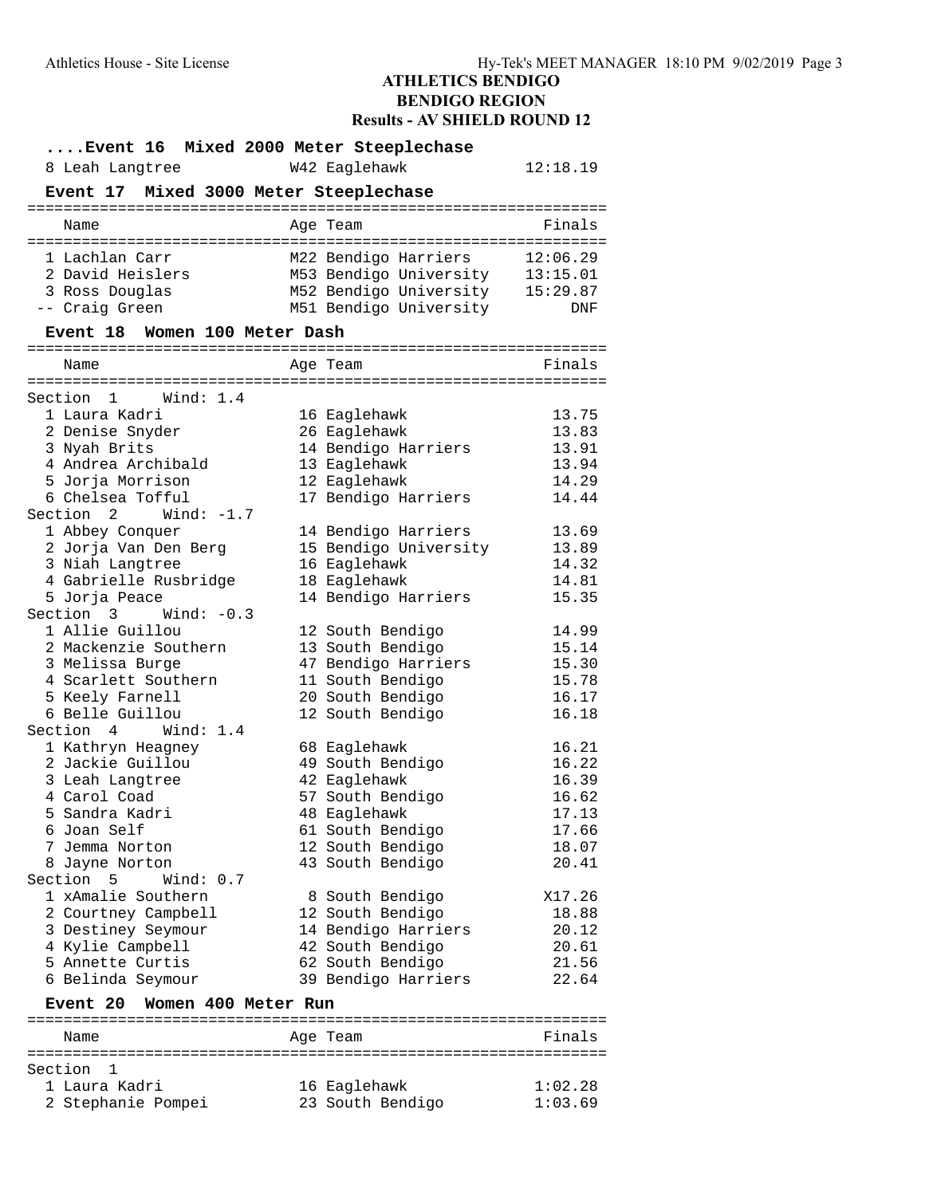## ATHLETICS BENDIGO
## BENDIGO REGION
## Results - AV SHIELD ROUND 12

### ....Event 16 Mixed 2000 Meter Steeplechase

| Name | Age Team | Finals |
|---|---|---|
| 8 Leah Langtree | W42 Eaglehawk | 12:18.19 |

### Event 17 Mixed 3000 Meter Steeplechase

| Name | Age Team | Finals |
|---|---|---|
| 1 Lachlan Carr | M22 Bendigo Harriers | 12:06.29 |
| 2 David Heislers | M53 Bendigo University | 13:15.01 |
| 3 Ross Douglas | M52 Bendigo University | 15:29.87 |
| -- Craig Green | M51 Bendigo University | DNF |

### Event 18 Women 100 Meter Dash

| Name | Age | Team | Finals |
|---|---|---|---|
| **Section 1 Wind: 1.4** | | | |
| 1 Laura Kadri | 16 | Eaglehawk | 13.75 |
| 2 Denise Snyder | 26 | Eaglehawk | 13.83 |
| 3 Nyah Brits | 14 | Bendigo Harriers | 13.91 |
| 4 Andrea Archibald | 13 | Eaglehawk | 13.94 |
| 5 Jorja Morrison | 12 | Eaglehawk | 14.29 |
| 6 Chelsea Tofful | 17 | Bendigo Harriers | 14.44 |
| **Section 2 Wind: -1.7** | | | |
| 1 Abbey Conquer | 14 | Bendigo Harriers | 13.69 |
| 2 Jorja Van Den Berg | 15 | Bendigo University | 13.89 |
| 3 Niah Langtree | 16 | Eaglehawk | 14.32 |
| 4 Gabrielle Rusbridge | 18 | Eaglehawk | 14.81 |
| 5 Jorja Peace | 14 | Bendigo Harriers | 15.35 |
| **Section 3 Wind: -0.3** | | | |
| 1 Allie Guillou | 12 | South Bendigo | 14.99 |
| 2 Mackenzie Southern | 13 | South Bendigo | 15.14 |
| 3 Melissa Burge | 47 | Bendigo Harriers | 15.30 |
| 4 Scarlett Southern | 11 | South Bendigo | 15.78 |
| 5 Keely Farnell | 20 | South Bendigo | 16.17 |
| 6 Belle Guillou | 12 | South Bendigo | 16.18 |
| **Section 4 Wind: 1.4** | | | |
| 1 Kathryn Heagney | 68 | Eaglehawk | 16.21 |
| 2 Jackie Guillou | 49 | South Bendigo | 16.22 |
| 3 Leah Langtree | 42 | Eaglehawk | 16.39 |
| 4 Carol Coad | 57 | South Bendigo | 16.62 |
| 5 Sandra Kadri | 48 | Eaglehawk | 17.13 |
| 6 Joan Self | 61 | South Bendigo | 17.66 |
| 7 Jemma Norton | 12 | South Bendigo | 18.07 |
| 8 Jayne Norton | 43 | South Bendigo | 20.41 |
| **Section 5 Wind: 0.7** | | | |
| 1 xAmalie Southern | 8 | South Bendigo | X17.26 |
| 2 Courtney Campbell | 12 | South Bendigo | 18.88 |
| 3 Destiney Seymour | 14 | Bendigo Harriers | 20.12 |
| 4 Kylie Campbell | 42 | South Bendigo | 20.61 |
| 5 Annette Curtis | 62 | South Bendigo | 21.56 |
| 6 Belinda Seymour | 39 | Bendigo Harriers | 22.64 |

### Event 20 Women 400 Meter Run

| Name | Age | Team | Finals |
|---|---|---|---|
| **Section 1** | | | |
| 1 Laura Kadri | 16 | Eaglehawk | 1:02.28 |
| 2 Stephanie Pompei | 23 | South Bendigo | 1:03.69 |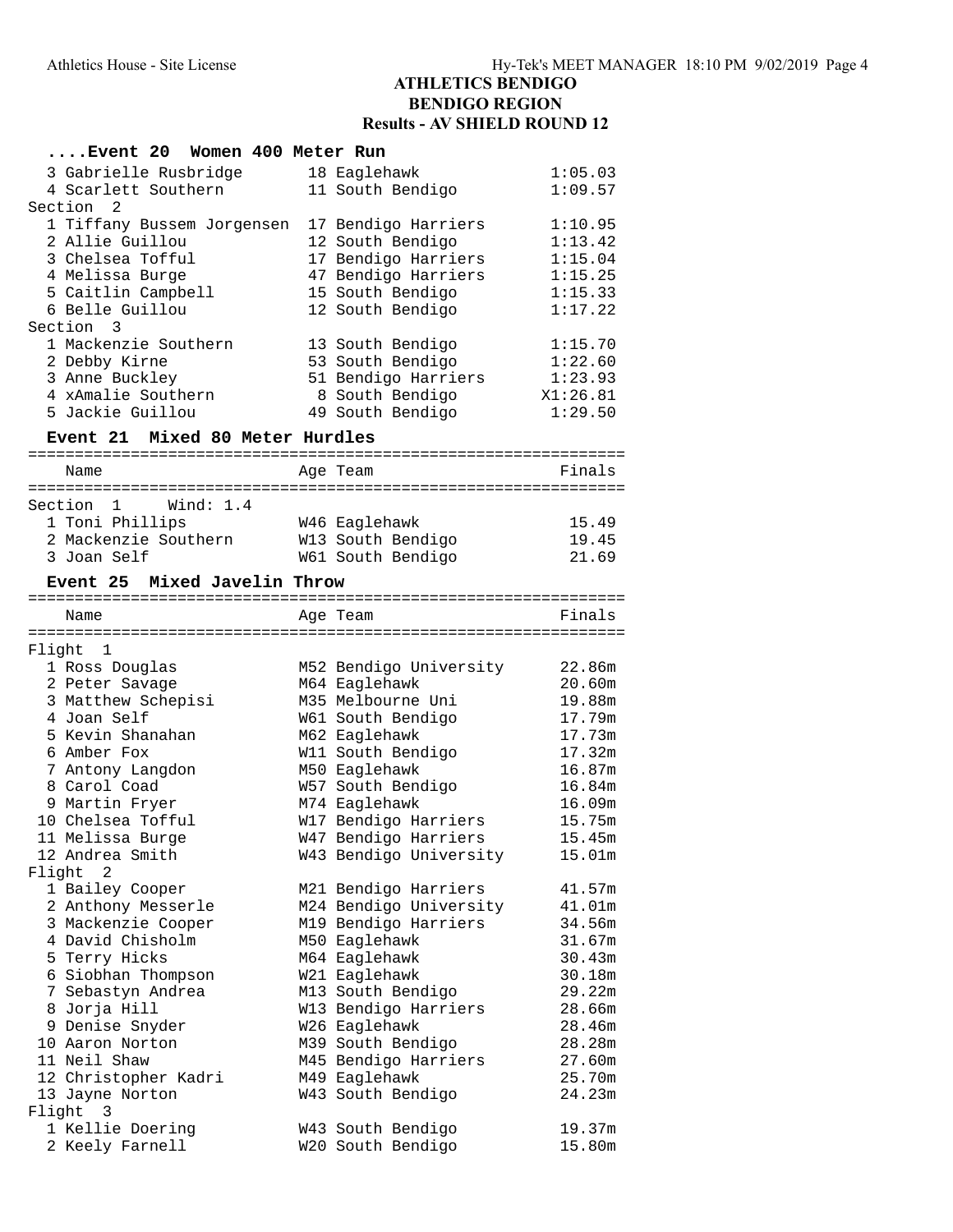# ATHLETICS BENDIGO

## BENDIGO REGION

## Results - AV SHIELD ROUND 12

### ....Event 20 Women 400 Meter Run

| Place | Name | Age | Team | Finals |
|---|---|---|---|---|
| 3 | Gabrielle Rusbridge | 18 | Eaglehawk | 1:05.03 |
| 4 | Scarlett Southern | 11 | South Bendigo | 1:09.57 |
| **Section 2** | | | | |
| 1 | Tiffany Bussem Jorgensen | 17 | Bendigo Harriers | 1:10.95 |
| 2 | Allie Guillou | 12 | South Bendigo | 1:13.42 |
| 3 | Chelsea Tofful | 17 | Bendigo Harriers | 1:15.04 |
| 4 | Melissa Burge | 47 | Bendigo Harriers | 1:15.25 |
| 5 | Caitlin Campbell | 15 | South Bendigo | 1:15.33 |
| 6 | Belle Guillou | 12 | South Bendigo | 1:17.22 |
| **Section 3** | | | | |
| 1 | Mackenzie Southern | 13 | South Bendigo | 1:15.70 |
| 2 | Debby Kirne | 53 | South Bendigo | 1:22.60 |
| 3 | Anne Buckley | 51 | Bendigo Harriers | 1:23.93 |
| 4 | xAmalie Southern | 8 | South Bendigo | X1:26.81 |
| 5 | Jackie Guillou | 49 | South Bendigo | 1:29.50 |

### Event 21 Mixed 80 Meter Hurdles

| Place | Name | Age | Team | Finals |
|---|---|---|---|---|
| **Section 1 Wind: 1.4** | | | | |
| 1 | Toni Phillips | W46 | Eaglehawk | 15.49 |
| 2 | Mackenzie Southern | W13 | South Bendigo | 19.45 |
| 3 | Joan Self | W61 | South Bendigo | 21.69 |

### Event 25 Mixed Javelin Throw

| Place | Name | Age | Team | Finals |
|---|---|---|---|---|
| **Flight 1** | | | | |
| 1 | Ross Douglas | M52 | Bendigo University | 22.86m |
| 2 | Peter Savage | M64 | Eaglehawk | 20.60m |
| 3 | Matthew Schepisi | M35 | Melbourne Uni | 19.88m |
| 4 | Joan Self | W61 | South Bendigo | 17.79m |
| 5 | Kevin Shanahan | M62 | Eaglehawk | 17.73m |
| 6 | Amber Fox | W11 | South Bendigo | 17.32m |
| 7 | Antony Langdon | M50 | Eaglehawk | 16.87m |
| 8 | Carol Coad | W57 | South Bendigo | 16.84m |
| 9 | Martin Fryer | M74 | Eaglehawk | 16.09m |
| 10 | Chelsea Tofful | W17 | Bendigo Harriers | 15.75m |
| 11 | Melissa Burge | W47 | Bendigo Harriers | 15.45m |
| 12 | Andrea Smith | W43 | Bendigo University | 15.01m |
| **Flight 2** | | | | |
| 1 | Bailey Cooper | M21 | Bendigo Harriers | 41.57m |
| 2 | Anthony Messerle | M24 | Bendigo University | 41.01m |
| 3 | Mackenzie Cooper | M19 | Bendigo Harriers | 34.56m |
| 4 | David Chisholm | M50 | Eaglehawk | 31.67m |
| 5 | Terry Hicks | M64 | Eaglehawk | 30.43m |
| 6 | Siobhan Thompson | W21 | Eaglehawk | 30.18m |
| 7 | Sebastyn Andrea | M13 | South Bendigo | 29.22m |
| 8 | Jorja Hill | W13 | Bendigo Harriers | 28.66m |
| 9 | Denise Snyder | W26 | Eaglehawk | 28.46m |
| 10 | Aaron Norton | M39 | South Bendigo | 28.28m |
| 11 | Neil Shaw | M45 | Bendigo Harriers | 27.60m |
| 12 | Christopher Kadri | M49 | Eaglehawk | 25.70m |
| 13 | Jayne Norton | W43 | South Bendigo | 24.23m |
| **Flight 3** | | | | |
| 1 | Kellie Doering | W43 | South Bendigo | 19.37m |
| 2 | Keely Farnell | W20 | South Bendigo | 15.80m |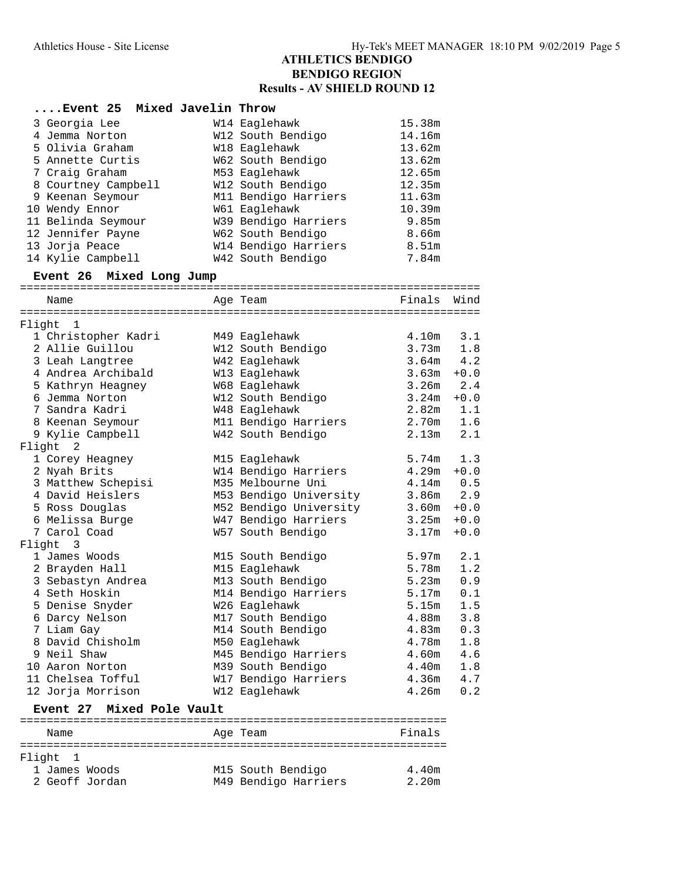# ATHLETICS BENDIGO
## BENDIGO REGION
### Results - AV SHIELD ROUND 12

#### ....Event 25 Mixed Javelin Throw

| Place | Name | Age | Team | Finals |
|---|---|---|---|---|
| 3 | Georgia Lee | W14 | Eaglehawk | 15.38m |
| 4 | Jemma Norton | W12 | South Bendigo | 14.16m |
| 5 | Olivia Graham | W18 | Eaglehawk | 13.62m |
| 5 | Annette Curtis | W62 | South Bendigo | 13.62m |
| 7 | Craig Graham | M53 | Eaglehawk | 12.65m |
| 8 | Courtney Campbell | W12 | South Bendigo | 12.35m |
| 9 | Keenan Seymour | M11 | Bendigo Harriers | 11.63m |
| 10 | Wendy Ennor | W61 | Eaglehawk | 10.39m |
| 11 | Belinda Seymour | W39 | Bendigo Harriers | 9.85m |
| 12 | Jennifer Payne | W62 | South Bendigo | 8.66m |
| 13 | Jorja Peace | W14 | Bendigo Harriers | 8.51m |
| 14 | Kylie Campbell | W42 | South Bendigo | 7.84m |

#### Event 26 Mixed Long Jump

| Place | Name | Age | Team | Finals | Wind |
|---|---|---|---|---|---|
| **Flight 1** | | | | | |
| 1 | Christopher Kadri | M49 | Eaglehawk | 4.10m | 3.1 |
| 2 | Allie Guillou | W12 | South Bendigo | 3.73m | 1.8 |
| 3 | Leah Langtree | W42 | Eaglehawk | 3.64m | 4.2 |
| 4 | Andrea Archibald | W13 | Eaglehawk | 3.63m | +0.0 |
| 5 | Kathryn Heagney | W68 | Eaglehawk | 3.26m | 2.4 |
| 6 | Jemma Norton | W12 | South Bendigo | 3.24m | +0.0 |
| 7 | Sandra Kadri | W48 | Eaglehawk | 2.82m | 1.1 |
| 8 | Keenan Seymour | M11 | Bendigo Harriers | 2.70m | 1.6 |
| 9 | Kylie Campbell | W42 | South Bendigo | 2.13m | 2.1 |
| **Flight 2** | | | | | |
| 1 | Corey Heagney | M15 | Eaglehawk | 5.74m | 1.3 |
| 2 | Nyah Brits | W14 | Bendigo Harriers | 4.29m | +0.0 |
| 3 | Matthew Schepisi | M35 | Melbourne Uni | 4.14m | 0.5 |
| 4 | David Heislers | M53 | Bendigo University | 3.86m | 2.9 |
| 5 | Ross Douglas | M52 | Bendigo University | 3.60m | +0.0 |
| 6 | Melissa Burge | W47 | Bendigo Harriers | 3.25m | +0.0 |
| 7 | Carol Coad | W57 | South Bendigo | 3.17m | +0.0 |
| **Flight 3** | | | | | |
| 1 | James Woods | M15 | South Bendigo | 5.97m | 2.1 |
| 2 | Brayden Hall | M15 | Eaglehawk | 5.78m | 1.2 |
| 3 | Sebastyn Andrea | M13 | South Bendigo | 5.23m | 0.9 |
| 4 | Seth Hoskin | M14 | Bendigo Harriers | 5.17m | 0.1 |
| 5 | Denise Snyder | W26 | Eaglehawk | 5.15m | 1.5 |
| 6 | Darcy Nelson | M17 | South Bendigo | 4.88m | 3.8 |
| 7 | Liam Gay | M14 | South Bendigo | 4.83m | 0.3 |
| 8 | David Chisholm | M50 | Eaglehawk | 4.78m | 1.8 |
| 9 | Neil Shaw | M45 | Bendigo Harriers | 4.60m | 4.6 |
| 10 | Aaron Norton | M39 | South Bendigo | 4.40m | 1.8 |
| 11 | Chelsea Tofful | W17 | Bendigo Harriers | 4.36m | 4.7 |
| 12 | Jorja Morrison | W12 | Eaglehawk | 4.26m | 0.2 |

#### Event 27 Mixed Pole Vault

| Place | Name | Age | Team | Finals |
|---|---|---|---|---|
| **Flight 1** | | | | |
| 1 | James Woods | M15 | South Bendigo | 4.40m |
| 2 | Geoff Jordan | M49 | Bendigo Harriers | 2.20m |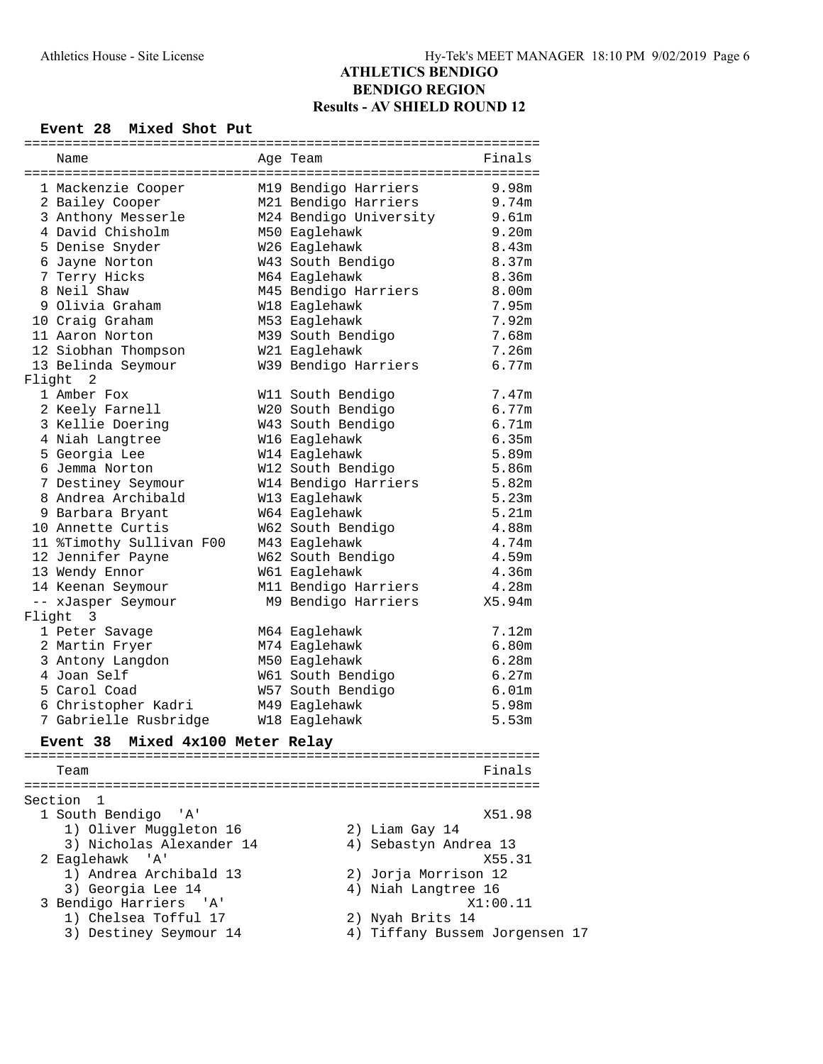# ATHLETICS BENDIGO
## BENDIGO REGION
## Results - AV SHIELD ROUND 12

### Event 28 Mixed Shot Put

| | Name | Age | Team | Finals |
|---|---|---|---|---|
| 1 | Mackenzie Cooper | M19 | Bendigo Harriers | 9.98m |
| 2 | Bailey Cooper | M21 | Bendigo Harriers | 9.74m |
| 3 | Anthony Messerle | M24 | Bendigo University | 9.61m |
| 4 | David Chisholm | M50 | Eaglehawk | 9.20m |
| 5 | Denise Snyder | W26 | Eaglehawk | 8.43m |
| 6 | Jayne Norton | W43 | South Bendigo | 8.37m |
| 7 | Terry Hicks | M64 | Eaglehawk | 8.36m |
| 8 | Neil Shaw | M45 | Bendigo Harriers | 8.00m |
| 9 | Olivia Graham | W18 | Eaglehawk | 7.95m |
| 10 | Craig Graham | M53 | Eaglehawk | 7.92m |
| 11 | Aaron Norton | M39 | South Bendigo | 7.68m |
| 12 | Siobhan Thompson | W21 | Eaglehawk | 7.26m |
| 13 | Belinda Seymour | W39 | Bendigo Harriers | 6.77m |
| **Flight 2** | | | | |
| 1 | Amber Fox | W11 | South Bendigo | 7.47m |
| 2 | Keely Farnell | W20 | South Bendigo | 6.77m |
| 3 | Kellie Doering | W43 | South Bendigo | 6.71m |
| 4 | Niah Langtree | W16 | Eaglehawk | 6.35m |
| 5 | Georgia Lee | W14 | Eaglehawk | 5.89m |
| 6 | Jemma Norton | W12 | South Bendigo | 5.86m |
| 7 | Destiney Seymour | W14 | Bendigo Harriers | 5.82m |
| 8 | Andrea Archibald | W13 | Eaglehawk | 5.23m |
| 9 | Barbara Bryant | W64 | Eaglehawk | 5.21m |
| 10 | Annette Curtis | W62 | South Bendigo | 4.88m |
| 11 | %Timothy Sullivan F00 | M43 | Eaglehawk | 4.74m |
| 12 | Jennifer Payne | W62 | South Bendigo | 4.59m |
| 13 | Wendy Ennor | W61 | Eaglehawk | 4.36m |
| 14 | Keenan Seymour | M11 | Bendigo Harriers | 4.28m |
| -- | xJasper Seymour | M9 | Bendigo Harriers | X5.94m |
| **Flight 3** | | | | |
| 1 | Peter Savage | M64 | Eaglehawk | 7.12m |
| 2 | Martin Fryer | M74 | Eaglehawk | 6.80m |
| 3 | Antony Langdon | M50 | Eaglehawk | 6.28m |
| 4 | Joan Self | W61 | South Bendigo | 6.27m |
| 5 | Carol Coad | W57 | South Bendigo | 6.01m |
| 6 | Christopher Kadri | M49 | Eaglehawk | 5.98m |
| 7 | Gabrielle Rusbridge | W18 | Eaglehawk | 5.53m |

### Event 38 Mixed 4x100 Meter Relay

| | Team | Finals |
|---|---|---|
| **Section 1** | | |
| 1 | South Bendigo 'A' | X51.98 |
| | 1) Oliver Muggleton 16, 2) Liam Gay 14, 3) Nicholas Alexander 14, 4) Sebastyn Andrea 13 | |
| 2 | Eaglehawk 'A' | X55.31 |
| | 1) Andrea Archibald 13, 2) Jorja Morrison 12, 3) Georgia Lee 14, 4) Niah Langtree 16 | |
| 3 | Bendigo Harriers 'A' | X1:00.11 |
| | 1) Chelsea Tofful 17, 2) Nyah Brits 14, 3) Destiney Seymour 14, 4) Tiffany Bussem Jorgensen 17 | |